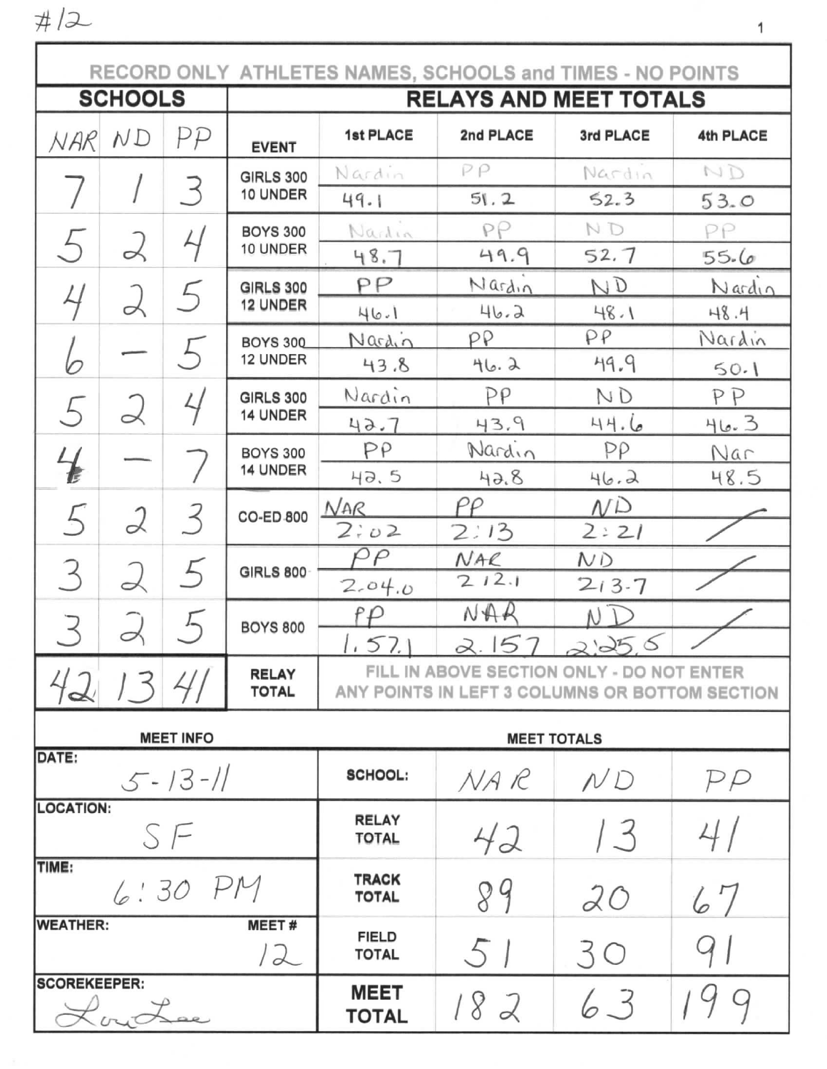#12

RECORD ONLY ATHLETES NAMES, SCHOOLS and TIMES - NO POINTS

| SCHOOLS | | | RELAYS AND MEET TOTALS | | | | |
|---|---|---|---|---|---|---|---|
| NAR | ND | PP | EVENT | 1st PLACE | 2nd PLACE | 3rd PLACE | 4th PLACE |
| 7 | 1 | 3 | GIRLS 300 10 UNDER | Nardin 49.1 | PP 51.2 | Nardin 52.3 | ND 53.0 |
| 5 | 2 | 4 | BOYS 300 10 UNDER | Nardin 48.7 | PP 49.9 | ND 52.7 | PP 55.6 |
| 4 | 2 | 5 | GIRLS 300 12 UNDER | PP 46.1 | Nardin 46.2 | ND 48.1 | Nardin 48.4 |
| 6 | — | 5 | BOYS 300 12 UNDER | Nardin 43.8 | PP 46.2 | PP 49.9 | Nardin 50.1 |
| 5 | 2 | 4 | GIRLS 300 14 UNDER | Nardin 42.7 | PP 43.9 | ND 44.6 | PP 46.3 |
| 4 | — | 7 | BOYS 300 14 UNDER | PP 42.5 | Nardin 42.8 | PP 46.2 | Nar 48.5 |
| 5 | 2 | 3 | CO-ED 800 | NAR 2:02 | PP 2:13 | ND 2:21 | / |
| 3 | 2 | 5 | GIRLS 800 | PP 2.04.0 | NAR 2 12.1 | ND 213.7 | / |
| 3 | 2 | 5 | BOYS 800 | PP 1.57.1 | NAR 2.157 | ND 2:25.6 | / |
| 42 | 13 | 41 | RELAY TOTAL | FILL IN ABOVE SECTION ONLY - DO NOT ENTER ANY POINTS IN LEFT 3 COLUMNS OR BOTTOM SECTION | | | |

| MEET INFO | | MEET TOTALS | | |
|---|---|---|---|---|
| DATE: 5-13-11 | SCHOOL: | NAR | ND | PP |
| LOCATION: SF | RELAY TOTAL | 42 | 13 | 41 |
| TIME: 6:30 PM | TRACK TOTAL | 89 | 20 | 67 |
| WEATHER: / MEET #: 12 | FIELD TOTAL | 51 | 30 | 91 |
| SCOREKEEPER: Lou Lee | MEET TOTAL | 182 | 63 | 199 |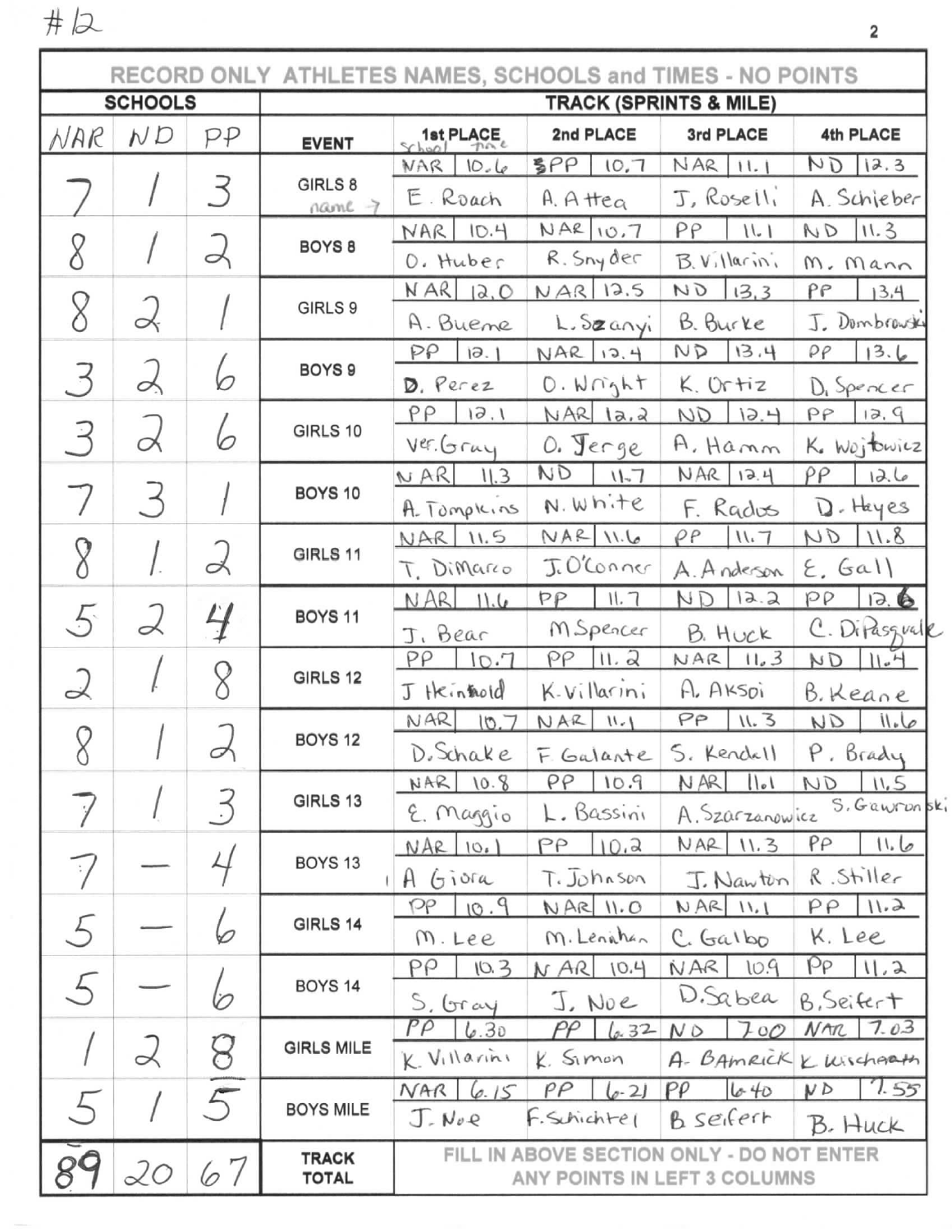#12

**RECORD ONLY ATHLETES NAMES, SCHOOLS and TIMES - NO POINTS**

| SCHOOLS | | | TRACK (SPRINTS & MILE) | | | | | | | | |
|---|---|---|---|---|---|---|---|---|---|---|---|
| NAR | ND | PP | EVENT | 1st PLACE (School / Time) | | 2nd PLACE | | 3rd PLACE | | 4th PLACE | |
| 7 | 1 | 3 | GIRLS 8 (name →) | NAR | 10.6 | PP | 10.7 | NAR | 11.1 | ND | 12.3 |
| | | | | E. Roach | | A. Attea | | J. Roselli | | A. Schieber | |
| 8 | 1 | 2 | BOYS 8 | NAR | 10.4 | NAR | 10.7 | PP | 11.1 | ND | 11.3 |
| | | | | O. Huber | | R. Snyder | | B. Villarini | | M. Mann | |
| 8 | 2 | 1 | GIRLS 9 | NAR | 12.0 | NAR | 12.5 | ND | 13.3 | PP | 13.4 |
| | | | | A. Bueme | | L. Szanyi | | B. Burke | | J. Dombrowski | |
| 3 | 2 | 6 | BOYS 9 | PP | 12.1 | NAR | 12.4 | ND | 13.4 | PP | 13.6 |
| | | | | D. Perez | | O. Wright | | K. Ortiz | | D. Spencer | |
| 3 | 2 | 6 | GIRLS 10 | PP | 12.1 | NAR | 12.2 | ND | 12.4 | PP | 12.9 |
| | | | | Ver. Gray | | O. Jerge | | A. Hamm | | K. Wojtowicz | |
| 7 | 3 | 1 | BOYS 10 | NAR | 11.3 | ND | 11.7 | NAR | 12.4 | PP | 12.6 |
| | | | | A. Tompkins | | N. White | | F. Rados | | D. Heyes | |
| 8 | 1 | 2 | GIRLS 11 | NAR | 11.5 | NAR | 11.6 | PP | 11.7 | ND | 11.8 |
| | | | | T. DiMarco | | J. O'Conner | | A. Anderson | | E. Gall | |
| 5 | 2 | 4 | BOYS 11 | NAR | 11.6 | PP | 11.7 | ND | 12.2 | PP | 12.6 |
| | | | | J. Bear | | M. Spencer | | B. Huck | | C. DiPasquale | |
| 2 | 1 | 8 | GIRLS 12 | PP | 10.7 | PP | 11.2 | NAR | 11.3 | ND | 11.4 |
| | | | | J Heinhold | | K. Villarini | | A. Aksoi | | B. Keane | |
| 8 | 1 | 2 | BOYS 12 | NAR | 10.7 | NAR | 11.1 | PP | 11.3 | ND | 11.6 |
| | | | | D. Schake | | F. Galante | | S. Kendall | | P. Brady | |
| 7 | 1 | 3 | GIRLS 13 | NAR | 10.8 | PP | 10.9 | NAR | 11.1 | ND | 11.5 |
| | | | | E. Maggio | | L. Bassini | | A. Szarzanowicz | | S. Gawronski | |
| 7 | — | 4 | BOYS 13 | NAR | 10.1 | PP | 10.2 | NAR | 11.3 | PP | 11.6 |
| | | | | A Giora | | T. Johnson | | J. Nawton | | R. Stiller | |
| 5 | — | 6 | GIRLS 14 | PP | 10.9 | NAR | 11.0 | NAR | 11.1 | PP | 11.2 |
| | | | | M. Lee | | M. Lenahan | | C. Galbo | | K. Lee | |
| 5 | — | 6 | BOYS 14 | PP | 10.3 | NAR | 10.4 | NAR | 10.9 | PP | 11.2 |
| | | | | S. Gray | | J. Noe | | D. Sabea | | B. Seifert | |
| 1 | 2 | 8 | GIRLS MILE | PP | 6.30 | PP | 6.32 | ND | 7.00 | NAR | 7.03 |
| | | | | K. Villarini | | K. Simon | | A. Bamrick | | K. Wischarth | |
| 5 | 1 | 5 | BOYS MILE | NAR | 6.15 | PP | 6.21 | PP | 6.40 | ND | 7.55 |
| | | | | J. Noe | | F. Schichtel | | B Seifert | | B. Huck | |
| 89 | 20 | 67 | TRACK TOTAL | FILL IN ABOVE SECTION ONLY - DO NOT ENTER ANY POINTS IN LEFT 3 COLUMNS | | | | | | | |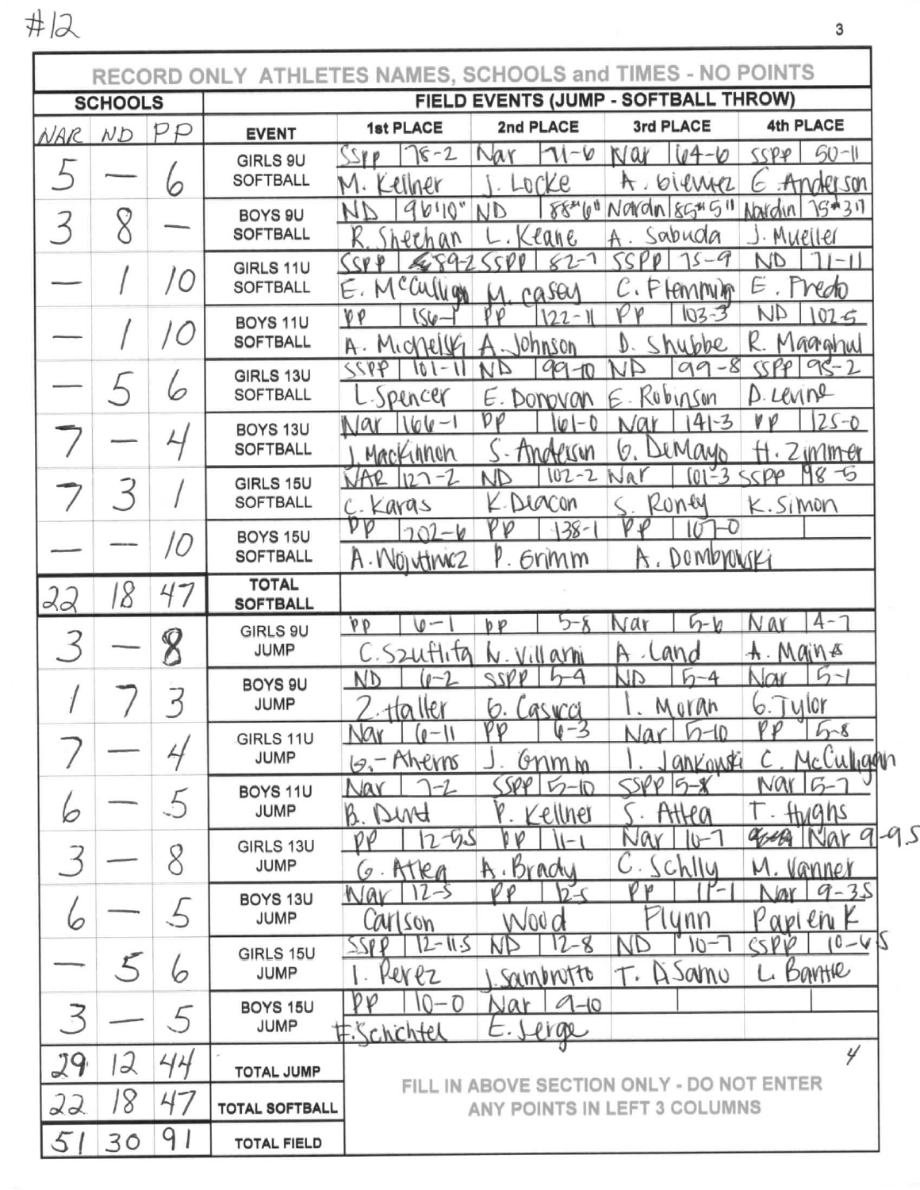#12

| RECORD ONLY ATHLETES NAMES, SCHOOLS and TIMES - NO POINTS | | | | | | | |
|---|---|---|---|---|---|---|---|
| SCHOOLS | | | FIELD EVENTS (JUMP - SOFTBALL THROW) | | | | |
| NAR | ND | PP | EVENT | 1st PLACE | 2nd PLACE | 3rd PLACE | 4th PLACE |
| 5 | — | 6 | GIRLS 9U SOFTBALL | SSPP 78-2 M. Kellner | Nar 71-6 J. Locke | Nar 64-6 A. Bienner | SSPP 50-11 E. Anderson |
| 3 | 8 | — | BOYS 9U SOFTBALL | ND 96'10" R. Sheehan | ND 88'6" L. Keane | Nardin 85'5" A. Sabuda | Nardin 75'3" J. Mueller |
| — | 1 | 10 | GIRLS 11U SOFTBALL | SSPP 89-2 E. McCulligan | SSPP 82-7 M. Casey | SSPP 75-9 C. Flemming | ND 71-11 E. Fredo |
| — | 1 | 10 | BOYS 11U SOFTBALL | PP 156-1 A. Michelski | PP 122-11 A. Johnson | PP 103-3 D. Shubbe | ND 102-5 R. Maaghul |
| — | 5 | 6 | GIRLS 13U SOFTBALL | SSPP 101-11 L. Spencer | ND 99-10 E. Donovan | ND 99-8 E. Robinson | SSPP 95-2 D. Levine |
| 7 | — | 4 | BOYS 13U SOFTBALL | Nar 166-1 J. MacKinnon | PP 161-0 S. Anderson | Nar 141-3 G. DeMayo | PP 125-0 H. Zimmer |
| 7 | 3 | 1 | GIRLS 15U SOFTBALL | NAR 127-2 C. Karas | ND 102-2 K. Deacon | Nar 101-3 S. Roney | SSPP 98-5 K. Simon |
| — | — | 10 | BOYS 15U SOFTBALL | PP 202-6 A. Wojtowicz | PP 138-1 P. Grimm | PP 107-0 A. Dombrowski | |
| 22 | 18 | 47 | TOTAL SOFTBALL | | | | |
| 3 | — | 8 | GIRLS 9U JUMP | PP 6-1 C. Szuflita | PP 5-8 N. Villarini | Nar 5-6 A. Land | Nar 4-7 A. Mains |
| 1 | 7 | 3 | BOYS 9U JUMP | ND 6-2 Z. Haller | SSPP 5-4 G. Casey | ND 5-4 I. Moran | Nar 5-1 G. Tylor |
| 7 | — | 4 | GIRLS 11U JUMP | Nar 6-11 G. Aherns | PP 6-3 J. Grimm | Nar 5-10 I. Jankowski | PP 5-8 C. McCulligan |
| 6 | — | 5 | BOYS 11U JUMP | Nar 7-2 B. Dunt | SSPP 5-10 P. Kellner | SSPP 5-8 S. Attea | Nar 5-7 T. Hughs |
| 3 | — | 8 | GIRLS 13U JUMP | PP 12-5.5 G. Attea | PP 11-1 A. Brady | Nar 10-7 C. Schlly | Nar 9-9.5 M. Vanner |
| 6 | — | 5 | BOYS 13U JUMP | Nar 12-5 Carlson | PP 12-5 Wood | PP 11-1 Flynn | Nar 9-3.5 Papienk |
| — | 5 | 6 | GIRLS 15U JUMP | SSPP 12-11.5 I. Perez | ND 12-8 J. Sambrotto | ND 10-7 T. DiSamo | SSPP 10-6.5 L. Bartie |
| 3 | — | 5 | BOYS 15U JUMP | PP 10-0 F. Schichtel | Nar 9-10 E. Serge | | |
| 29 | 12 | 44 | TOTAL JUMP | FILL IN ABOVE SECTION ONLY - DO NOT ENTER ANY POINTS IN LEFT 3 COLUMNS | | | |
| 22 | 18 | 47 | TOTAL SOFTBALL | | | | |
| 51 | 30 | 91 | TOTAL FIELD | | | | |

4